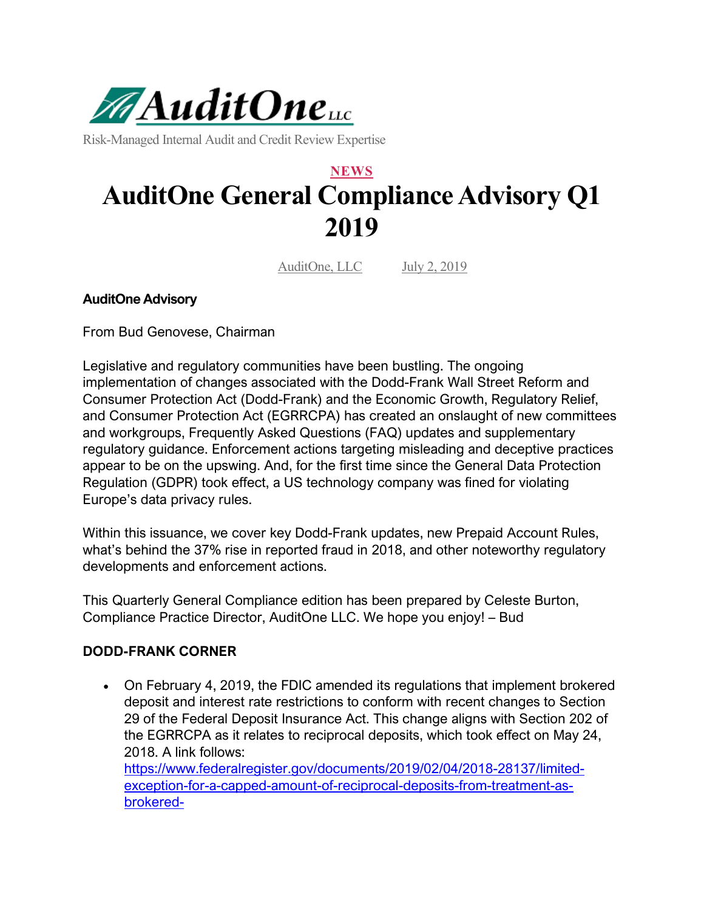AuditOne LLC

Risk-Managed Internal Audit and Credit Review Expertise

NEWS

# AuditOne General Compliance Advisory Q1 2019

AuditOne, LLC July 2, 2019

**AuditOne Advisory**

From Bud Genovese, Chairman

Legislative and regulatory communities have been bustling. The ongoing implementation of changes associated with the Dodd-Frank Wall Street Reform and Consumer Protection Act (Dodd-Frank) and the Economic Growth, Regulatory Relief, and Consumer Protection Act (EGRRCPA) has created an onslaught of new committees and workgroups, Frequently Asked Questions (FAQ) updates and supplementary regulatory guidance. Enforcement actions targeting misleading and deceptive practices appear to be on the upswing. And, for the first time since the General Data Protection Regulation (GDPR) took effect, a US technology company was fined for violating Europe's data privacy rules.

Within this issuance, we cover key Dodd-Frank updates, new Prepaid Account Rules, what's behind the 37% rise in reported fraud in 2018, and other noteworthy regulatory developments and enforcement actions.

This Quarterly General Compliance edition has been prepared by Celeste Burton, Compliance Practice Director, AuditOne LLC. We hope you enjoy! – Bud

**DODD-FRANK CORNER**

- On February 4, 2019, the FDIC amended its regulations that implement brokered deposit and interest rate restrictions to conform with recent changes to Section 29 of the Federal Deposit Insurance Act. This change aligns with Section 202 of the EGRRCPA as it relates to reciprocal deposits, which took effect on May 24, 2018. A link follows: https://www.federalregister.gov/documents/2019/02/04/2018-28137/limited-exception-for-a-capped-amount-of-reciprocal-deposits-from-treatment-as-brokered-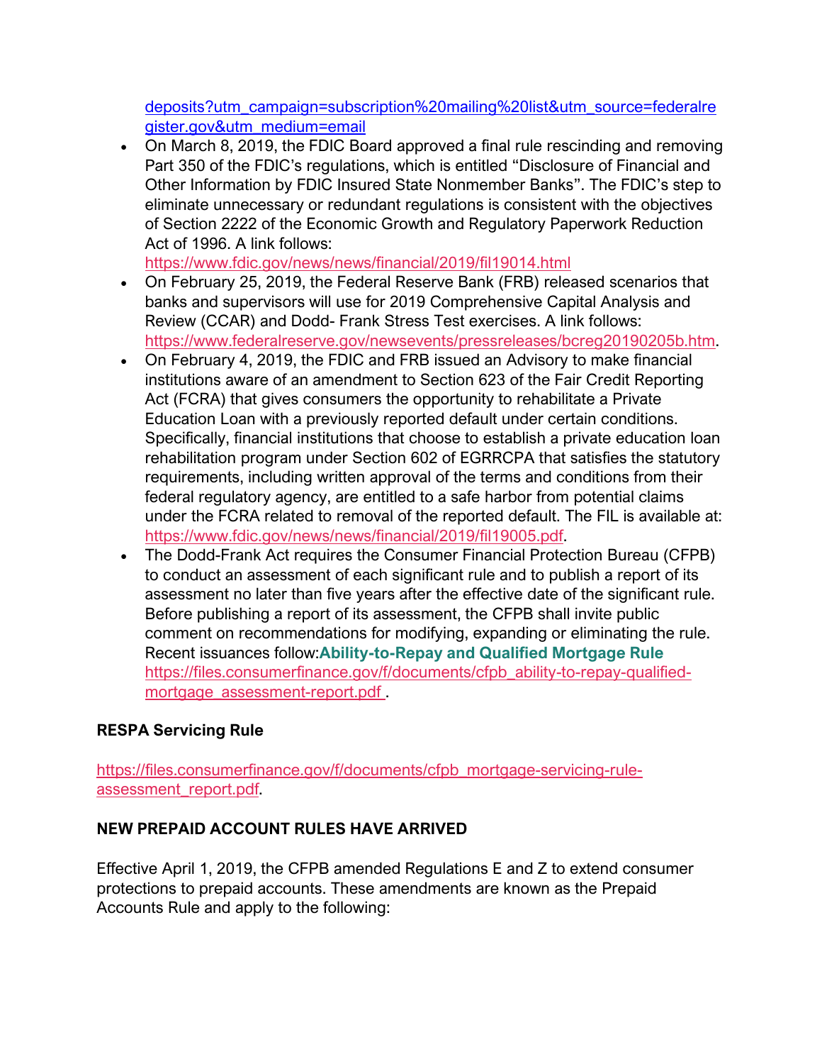deposits?utm_campaign=subscription%20mailing%20list&utm_source=federalregister.gov&utm_medium=email

- On March 8, 2019, the FDIC Board approved a final rule rescinding and removing Part 350 of the FDIC's regulations, which is entitled "Disclosure of Financial and Other Information by FDIC Insured State Nonmember Banks". The FDIC's step to eliminate unnecessary or redundant regulations is consistent with the objectives of Section 2222 of the Economic Growth and Regulatory Paperwork Reduction Act of 1996. A link follows: https://www.fdic.gov/news/news/financial/2019/fil19014.html
- On February 25, 2019, the Federal Reserve Bank (FRB) released scenarios that banks and supervisors will use for 2019 Comprehensive Capital Analysis and Review (CCAR) and Dodd- Frank Stress Test exercises. A link follows: https://www.federalreserve.gov/newsevents/pressreleases/bcreg20190205b.htm.
- On February 4, 2019, the FDIC and FRB issued an Advisory to make financial institutions aware of an amendment to Section 623 of the Fair Credit Reporting Act (FCRA) that gives consumers the opportunity to rehabilitate a Private Education Loan with a previously reported default under certain conditions. Specifically, financial institutions that choose to establish a private education loan rehabilitation program under Section 602 of EGRRCPA that satisfies the statutory requirements, including written approval of the terms and conditions from their federal regulatory agency, are entitled to a safe harbor from potential claims under the FCRA related to removal of the reported default. The FIL is available at: https://www.fdic.gov/news/news/financial/2019/fil19005.pdf.
- The Dodd-Frank Act requires the Consumer Financial Protection Bureau (CFPB) to conduct an assessment of each significant rule and to publish a report of its assessment no later than five years after the effective date of the significant rule. Before publishing a report of its assessment, the CFPB shall invite public comment on recommendations for modifying, expanding or eliminating the rule. Recent issuances follow:**Ability-to-Repay and Qualified Mortgage Rule** https://files.consumerfinance.gov/f/documents/cfpb_ability-to-repay-qualified-mortgage_assessment-report.pdf .

**RESPA Servicing Rule**

https://files.consumerfinance.gov/f/documents/cfpb_mortgage-servicing-rule-assessment_report.pdf.

**NEW PREPAID ACCOUNT RULES HAVE ARRIVED**

Effective April 1, 2019, the CFPB amended Regulations E and Z to extend consumer protections to prepaid accounts. These amendments are known as the Prepaid Accounts Rule and apply to the following: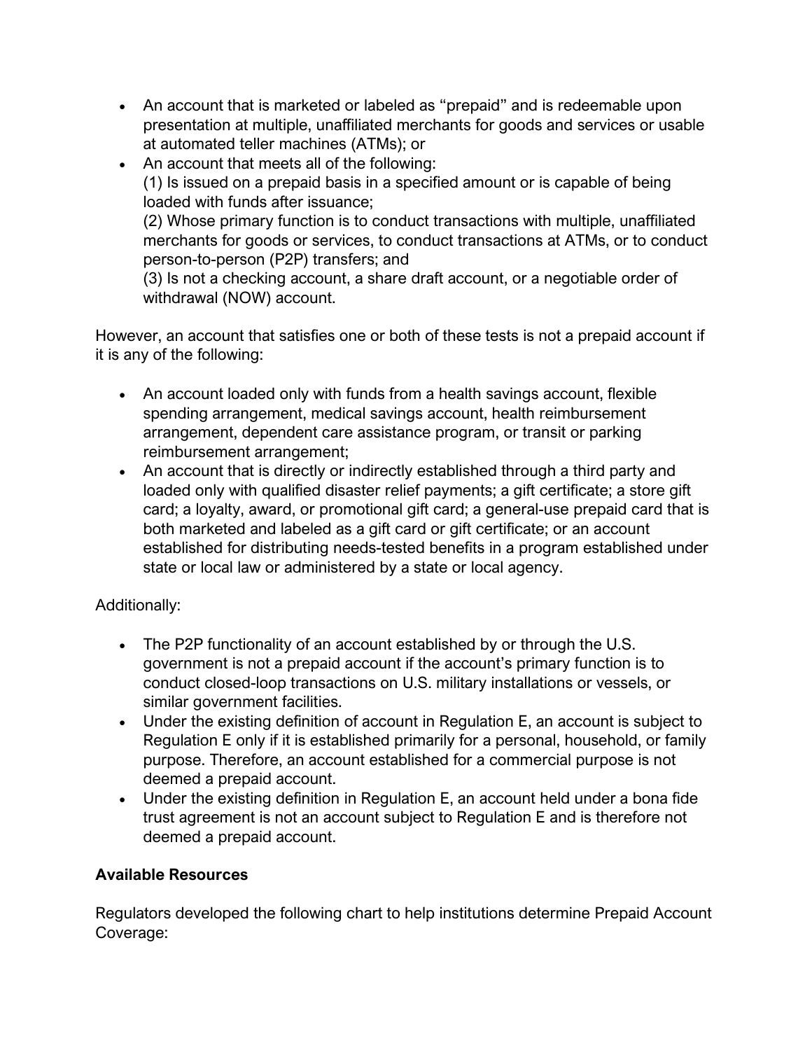- An account that is marketed or labeled as “prepaid” and is redeemable upon presentation at multiple, unaffiliated merchants for goods and services or usable at automated teller machines (ATMs); or
- An account that meets all of the following:
  (1) Is issued on a prepaid basis in a specified amount or is capable of being loaded with funds after issuance;
  (2) Whose primary function is to conduct transactions with multiple, unaffiliated merchants for goods or services, to conduct transactions at ATMs, or to conduct person-to-person (P2P) transfers; and
  (3) Is not a checking account, a share draft account, or a negotiable order of withdrawal (NOW) account.

However, an account that satisfies one or both of these tests is not a prepaid account if it is any of the following:

- An account loaded only with funds from a health savings account, flexible spending arrangement, medical savings account, health reimbursement arrangement, dependent care assistance program, or transit or parking reimbursement arrangement;
- An account that is directly or indirectly established through a third party and loaded only with qualified disaster relief payments; a gift certificate; a store gift card; a loyalty, award, or promotional gift card; a general-use prepaid card that is both marketed and labeled as a gift card or gift certificate; or an account established for distributing needs-tested benefits in a program established under state or local law or administered by a state or local agency.

Additionally:

- The P2P functionality of an account established by or through the U.S. government is not a prepaid account if the account’s primary function is to conduct closed-loop transactions on U.S. military installations or vessels, or similar government facilities.
- Under the existing definition of account in Regulation E, an account is subject to Regulation E only if it is established primarily for a personal, household, or family purpose. Therefore, an account established for a commercial purpose is not deemed a prepaid account.
- Under the existing definition in Regulation E, an account held under a bona fide trust agreement is not an account subject to Regulation E and is therefore not deemed a prepaid account.

**Available Resources**

Regulators developed the following chart to help institutions determine Prepaid Account Coverage: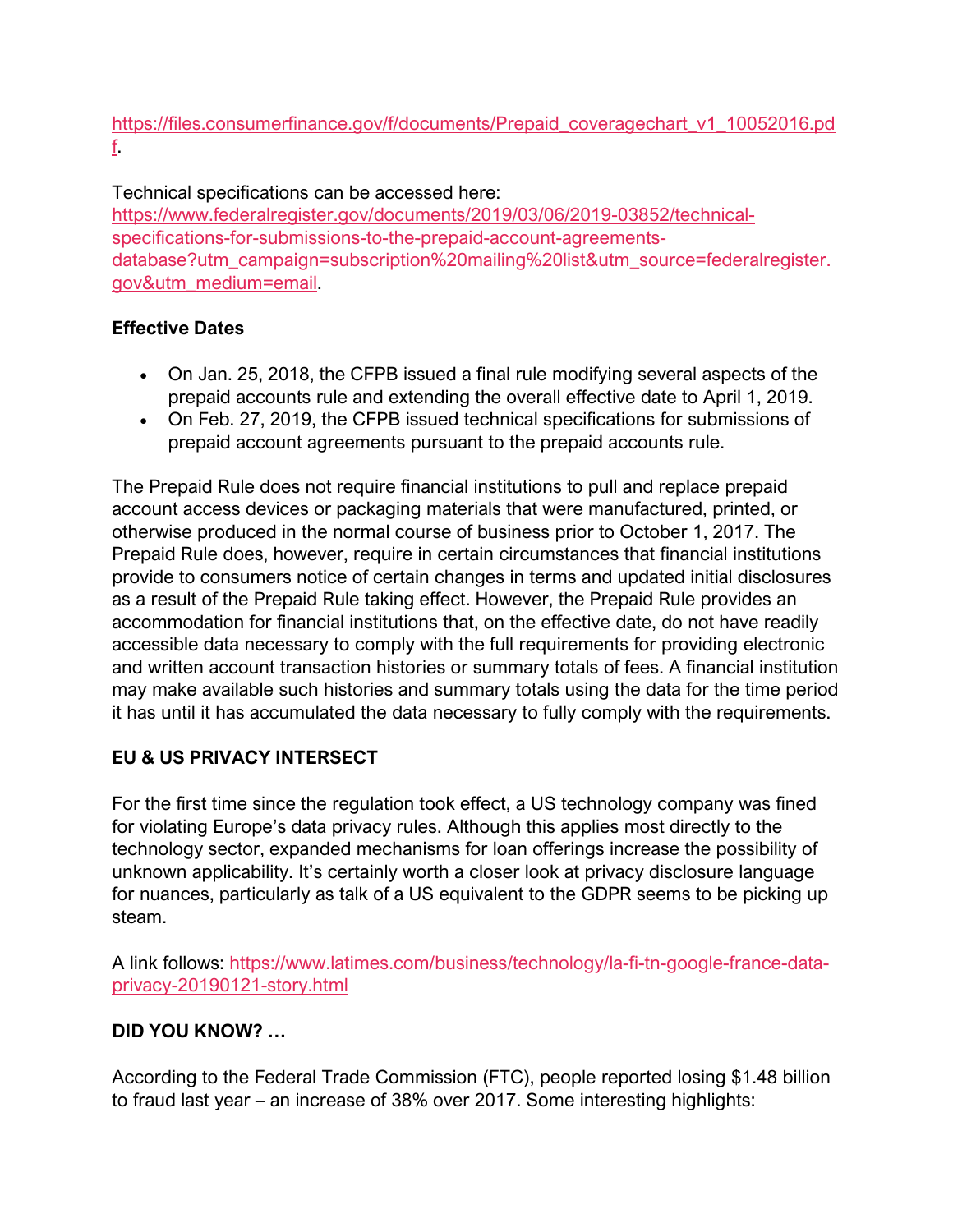https://files.consumerfinance.gov/f/documents/Prepaid_coveragechart_v1_10052016.pdf.

Technical specifications can be accessed here: https://www.federalregister.gov/documents/2019/03/06/2019-03852/technical-specifications-for-submissions-to-the-prepaid-account-agreements-database?utm_campaign=subscription%20mailing%20list&utm_source=federalregister.gov&utm_medium=email.

**Effective Dates**

- On Jan. 25, 2018, the CFPB issued a final rule modifying several aspects of the prepaid accounts rule and extending the overall effective date to April 1, 2019.
- On Feb. 27, 2019, the CFPB issued technical specifications for submissions of prepaid account agreements pursuant to the prepaid accounts rule.

The Prepaid Rule does not require financial institutions to pull and replace prepaid account access devices or packaging materials that were manufactured, printed, or otherwise produced in the normal course of business prior to October 1, 2017. The Prepaid Rule does, however, require in certain circumstances that financial institutions provide to consumers notice of certain changes in terms and updated initial disclosures as a result of the Prepaid Rule taking effect. However, the Prepaid Rule provides an accommodation for financial institutions that, on the effective date, do not have readily accessible data necessary to comply with the full requirements for providing electronic and written account transaction histories or summary totals of fees. A financial institution may make available such histories and summary totals using the data for the time period it has until it has accumulated the data necessary to fully comply with the requirements.

**EU & US PRIVACY INTERSECT**

For the first time since the regulation took effect, a US technology company was fined for violating Europe's data privacy rules. Although this applies most directly to the technology sector, expanded mechanisms for loan offerings increase the possibility of unknown applicability. It's certainly worth a closer look at privacy disclosure language for nuances, particularly as talk of a US equivalent to the GDPR seems to be picking up steam.

A link follows: https://www.latimes.com/business/technology/la-fi-tn-google-france-data-privacy-20190121-story.html

**DID YOU KNOW? …**

According to the Federal Trade Commission (FTC), people reported losing $1.48 billion to fraud last year – an increase of 38% over 2017. Some interesting highlights: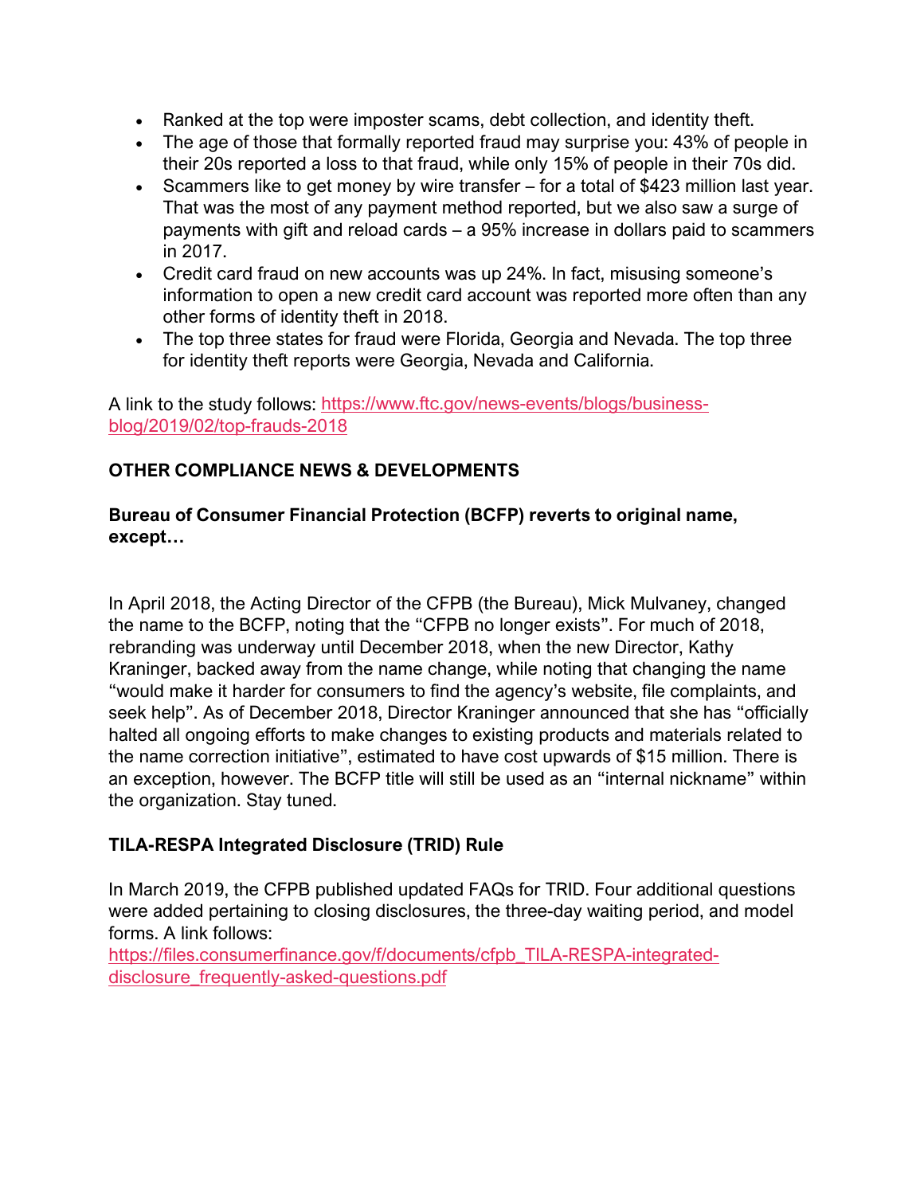- Ranked at the top were imposter scams, debt collection, and identity theft.
- The age of those that formally reported fraud may surprise you: 43% of people in their 20s reported a loss to that fraud, while only 15% of people in their 70s did.
- Scammers like to get money by wire transfer – for a total of $423 million last year. That was the most of any payment method reported, but we also saw a surge of payments with gift and reload cards – a 95% increase in dollars paid to scammers in 2017.
- Credit card fraud on new accounts was up 24%. In fact, misusing someone's information to open a new credit card account was reported more often than any other forms of identity theft in 2018.
- The top three states for fraud were Florida, Georgia and Nevada. The top three for identity theft reports were Georgia, Nevada and California.

A link to the study follows: https://www.ftc.gov/news-events/blogs/business-blog/2019/02/top-frauds-2018

**OTHER COMPLIANCE NEWS & DEVELOPMENTS**

**Bureau of Consumer Financial Protection (BCFP) reverts to original name, except…**

In April 2018, the Acting Director of the CFPB (the Bureau), Mick Mulvaney, changed the name to the BCFP, noting that the "CFPB no longer exists". For much of 2018, rebranding was underway until December 2018, when the new Director, Kathy Kraninger, backed away from the name change, while noting that changing the name "would make it harder for consumers to find the agency's website, file complaints, and seek help". As of December 2018, Director Kraninger announced that she has "officially halted all ongoing efforts to make changes to existing products and materials related to the name correction initiative", estimated to have cost upwards of $15 million. There is an exception, however. The BCFP title will still be used as an "internal nickname" within the organization. Stay tuned.

**TILA-RESPA Integrated Disclosure (TRID) Rule**

In March 2019, the CFPB published updated FAQs for TRID. Four additional questions were added pertaining to closing disclosures, the three-day waiting period, and model forms. A link follows:
https://files.consumerfinance.gov/f/documents/cfpb_TILA-RESPA-integrated-disclosure_frequently-asked-questions.pdf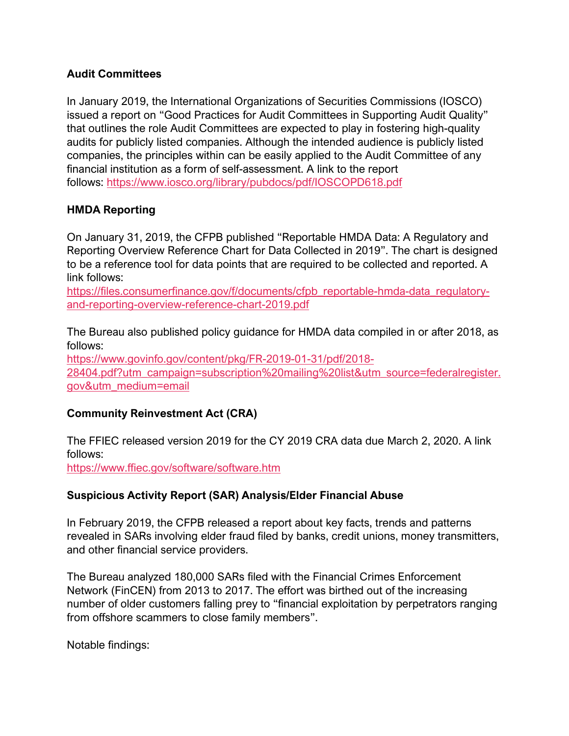**Audit Committees**

In January 2019, the International Organizations of Securities Commissions (IOSCO) issued a report on “Good Practices for Audit Committees in Supporting Audit Quality” that outlines the role Audit Committees are expected to play in fostering high-quality audits for publicly listed companies. Although the intended audience is publicly listed companies, the principles within can be easily applied to the Audit Committee of any financial institution as a form of self-assessment. A link to the report follows: https://www.iosco.org/library/pubdocs/pdf/IOSCOPD618.pdf

**HMDA Reporting**

On January 31, 2019, the CFPB published “Reportable HMDA Data: A Regulatory and Reporting Overview Reference Chart for Data Collected in 2019”. The chart is designed to be a reference tool for data points that are required to be collected and reported. A link follows:
https://files.consumerfinance.gov/f/documents/cfpb_reportable-hmda-data_regulatory-and-reporting-overview-reference-chart-2019.pdf

The Bureau also published policy guidance for HMDA data compiled in or after 2018, as follows:
https://www.govinfo.gov/content/pkg/FR-2019-01-31/pdf/2018-28404.pdf?utm_campaign=subscription%20mailing%20list&utm_source=federalregister.gov&utm_medium=email

**Community Reinvestment Act (CRA)**

The FFIEC released version 2019 for the CY 2019 CRA data due March 2, 2020. A link follows:
https://www.ffiec.gov/software/software.htm

**Suspicious Activity Report (SAR) Analysis/Elder Financial Abuse**

In February 2019, the CFPB released a report about key facts, trends and patterns revealed in SARs involving elder fraud filed by banks, credit unions, money transmitters, and other financial service providers.

The Bureau analyzed 180,000 SARs filed with the Financial Crimes Enforcement Network (FinCEN) from 2013 to 2017. The effort was birthed out of the increasing number of older customers falling prey to “financial exploitation by perpetrators ranging from offshore scammers to close family members”.

Notable findings: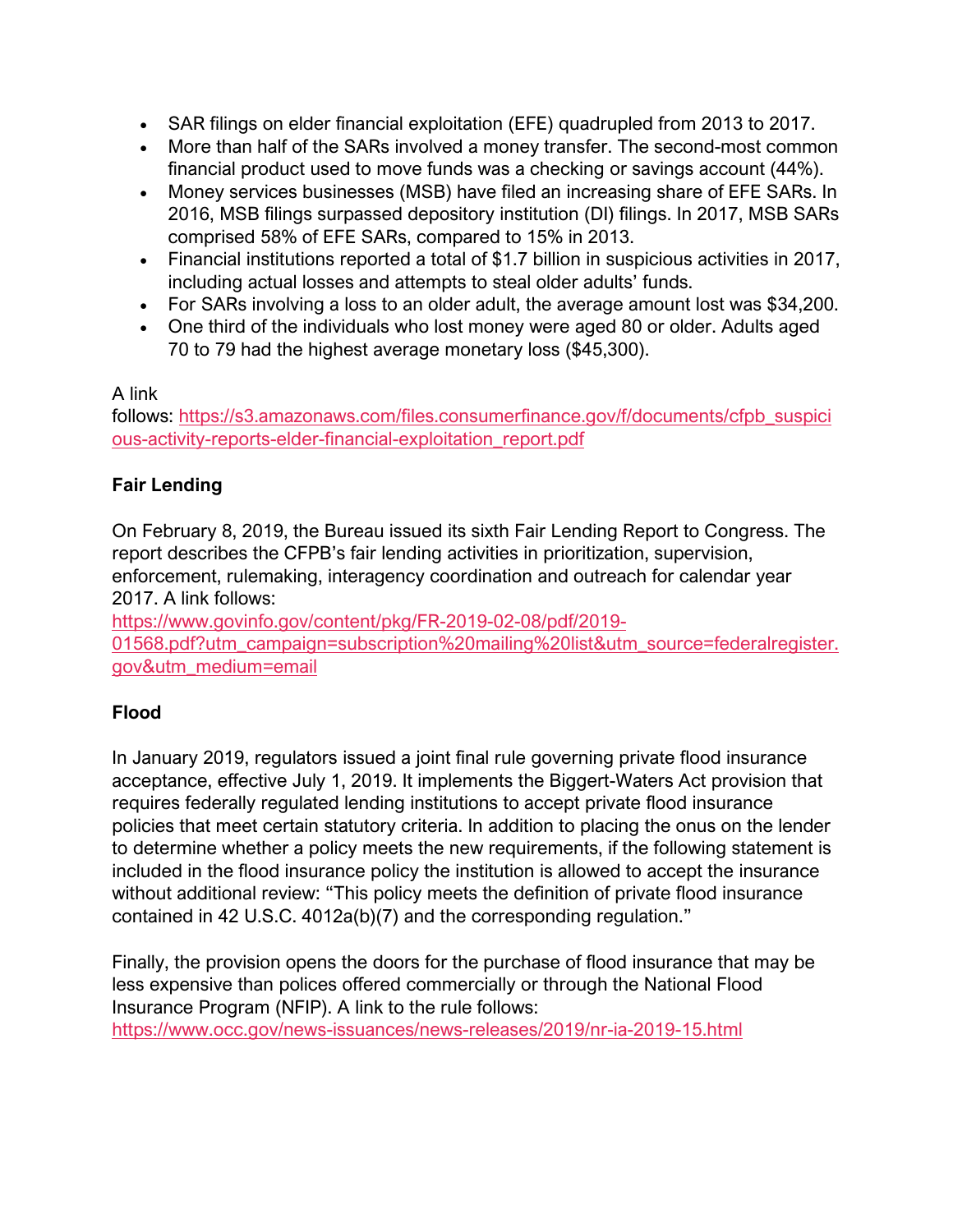- SAR filings on elder financial exploitation (EFE) quadrupled from 2013 to 2017.
- More than half of the SARs involved a money transfer. The second-most common financial product used to move funds was a checking or savings account (44%).
- Money services businesses (MSB) have filed an increasing share of EFE SARs. In 2016, MSB filings surpassed depository institution (DI) filings. In 2017, MSB SARs comprised 58% of EFE SARs, compared to 15% in 2013.
- Financial institutions reported a total of $1.7 billion in suspicious activities in 2017, including actual losses and attempts to steal older adults' funds.
- For SARs involving a loss to an older adult, the average amount lost was $34,200.
- One third of the individuals who lost money were aged 80 or older. Adults aged 70 to 79 had the highest average monetary loss ($45,300).

A link follows: https://s3.amazonaws.com/files.consumerfinance.gov/f/documents/cfpb_suspicious-activity-reports-elder-financial-exploitation_report.pdf

**Fair Lending**

On February 8, 2019, the Bureau issued its sixth Fair Lending Report to Congress. The report describes the CFPB's fair lending activities in prioritization, supervision, enforcement, rulemaking, interagency coordination and outreach for calendar year 2017. A link follows:
https://www.govinfo.gov/content/pkg/FR-2019-02-08/pdf/2019-01568.pdf?utm_campaign=subscription%20mailing%20list&utm_source=federalregister.gov&utm_medium=email

**Flood**

In January 2019, regulators issued a joint final rule governing private flood insurance acceptance, effective July 1, 2019. It implements the Biggert-Waters Act provision that requires federally regulated lending institutions to accept private flood insurance policies that meet certain statutory criteria. In addition to placing the onus on the lender to determine whether a policy meets the new requirements, if the following statement is included in the flood insurance policy the institution is allowed to accept the insurance without additional review: "This policy meets the definition of private flood insurance contained in 42 U.S.C. 4012a(b)(7) and the corresponding regulation."

Finally, the provision opens the doors for the purchase of flood insurance that may be less expensive than polices offered commercially or through the National Flood Insurance Program (NFIP). A link to the rule follows:
https://www.occ.gov/news-issuances/news-releases/2019/nr-ia-2019-15.html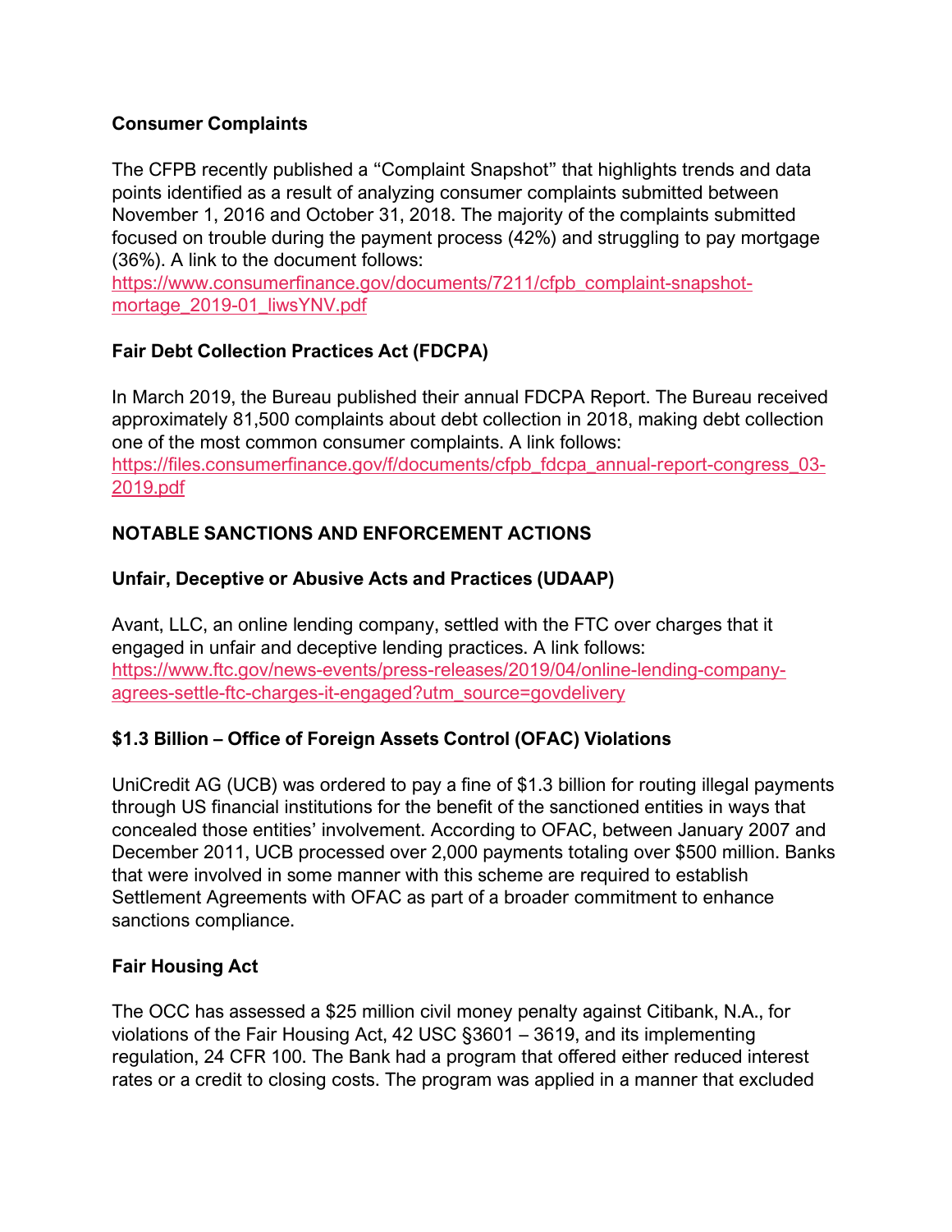**Consumer Complaints**

The CFPB recently published a "Complaint Snapshot" that highlights trends and data points identified as a result of analyzing consumer complaints submitted between November 1, 2016 and October 31, 2018. The majority of the complaints submitted focused on trouble during the payment process (42%) and struggling to pay mortgage (36%). A link to the document follows:
https://www.consumerfinance.gov/documents/7211/cfpb_complaint-snapshot-mortage_2019-01_liwsYNV.pdf

**Fair Debt Collection Practices Act (FDCPA)**

In March 2019, the Bureau published their annual FDCPA Report. The Bureau received approximately 81,500 complaints about debt collection in 2018, making debt collection one of the most common consumer complaints. A link follows:
https://files.consumerfinance.gov/f/documents/cfpb_fdcpa_annual-report-congress_03-2019.pdf

**NOTABLE SANCTIONS AND ENFORCEMENT ACTIONS**

**Unfair, Deceptive or Abusive Acts and Practices (UDAAP)**

Avant, LLC, an online lending company, settled with the FTC over charges that it engaged in unfair and deceptive lending practices. A link follows:
https://www.ftc.gov/news-events/press-releases/2019/04/online-lending-company-agrees-settle-ftc-charges-it-engaged?utm_source=govdelivery

**$1.3 Billion – Office of Foreign Assets Control (OFAC) Violations**

UniCredit AG (UCB) was ordered to pay a fine of $1.3 billion for routing illegal payments through US financial institutions for the benefit of the sanctioned entities in ways that concealed those entities' involvement. According to OFAC, between January 2007 and December 2011, UCB processed over 2,000 payments totaling over $500 million. Banks that were involved in some manner with this scheme are required to establish Settlement Agreements with OFAC as part of a broader commitment to enhance sanctions compliance.

**Fair Housing Act**

The OCC has assessed a $25 million civil money penalty against Citibank, N.A., for violations of the Fair Housing Act, 42 USC §3601 – 3619, and its implementing regulation, 24 CFR 100. The Bank had a program that offered either reduced interest rates or a credit to closing costs. The program was applied in a manner that excluded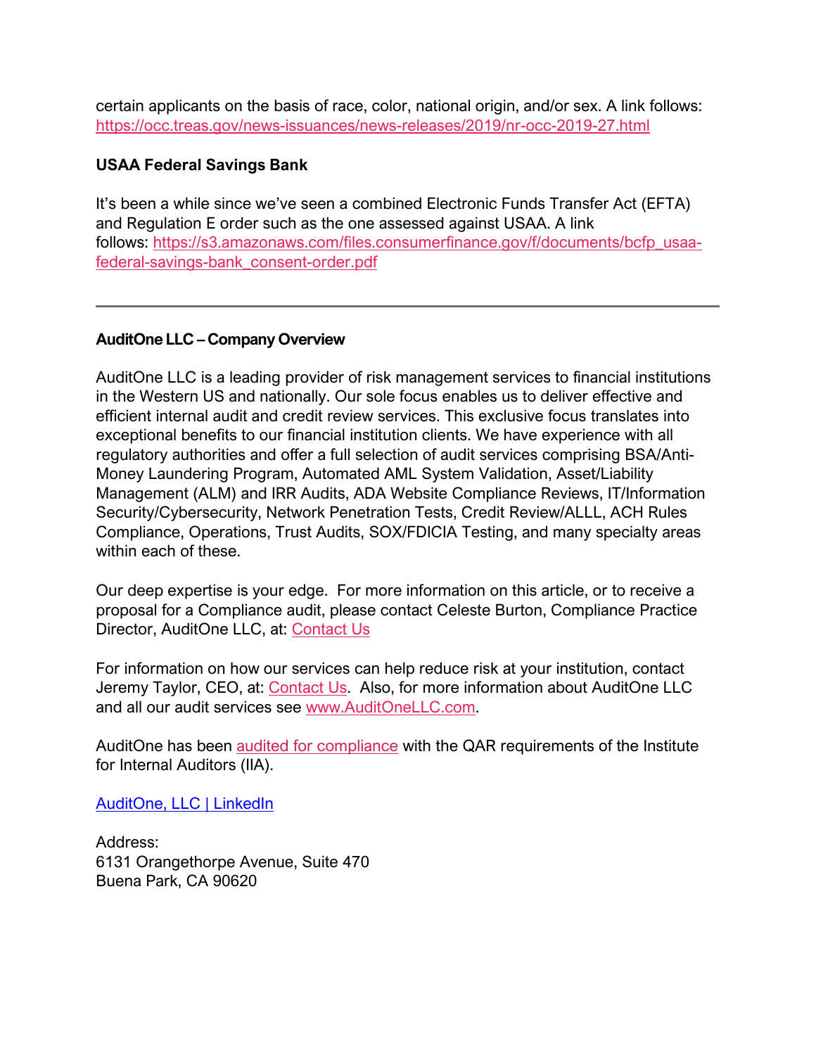certain applicants on the basis of race, color, national origin, and/or sex. A link follows: https://occ.treas.gov/news-issuances/news-releases/2019/nr-occ-2019-27.html

**USAA Federal Savings Bank**

It's been a while since we've seen a combined Electronic Funds Transfer Act (EFTA) and Regulation E order such as the one assessed against USAA. A link follows: https://s3.amazonaws.com/files.consumerfinance.gov/f/documents/bcfp_usaa-federal-savings-bank_consent-order.pdf

---

**AuditOne LLC – Company Overview**

AuditOne LLC is a leading provider of risk management services to financial institutions in the Western US and nationally. Our sole focus enables us to deliver effective and efficient internal audit and credit review services. This exclusive focus translates into exceptional benefits to our financial institution clients. We have experience with all regulatory authorities and offer a full selection of audit services comprising BSA/Anti-Money Laundering Program, Automated AML System Validation, Asset/Liability Management (ALM) and IRR Audits, ADA Website Compliance Reviews, IT/Information Security/Cybersecurity, Network Penetration Tests, Credit Review/ALLL, ACH Rules Compliance, Operations, Trust Audits, SOX/FDICIA Testing, and many specialty areas within each of these.

Our deep expertise is your edge. For more information on this article, or to receive a proposal for a Compliance audit, please contact Celeste Burton, Compliance Practice Director, AuditOne LLC, at: Contact Us

For information on how our services can help reduce risk at your institution, contact Jeremy Taylor, CEO, at: Contact Us. Also, for more information about AuditOne LLC and all our audit services see www.AuditOneLLC.com.

AuditOne has been audited for compliance with the QAR requirements of the Institute for Internal Auditors (IIA).

AuditOne, LLC | LinkedIn

Address:
6131 Orangethorpe Avenue, Suite 470
Buena Park, CA 90620